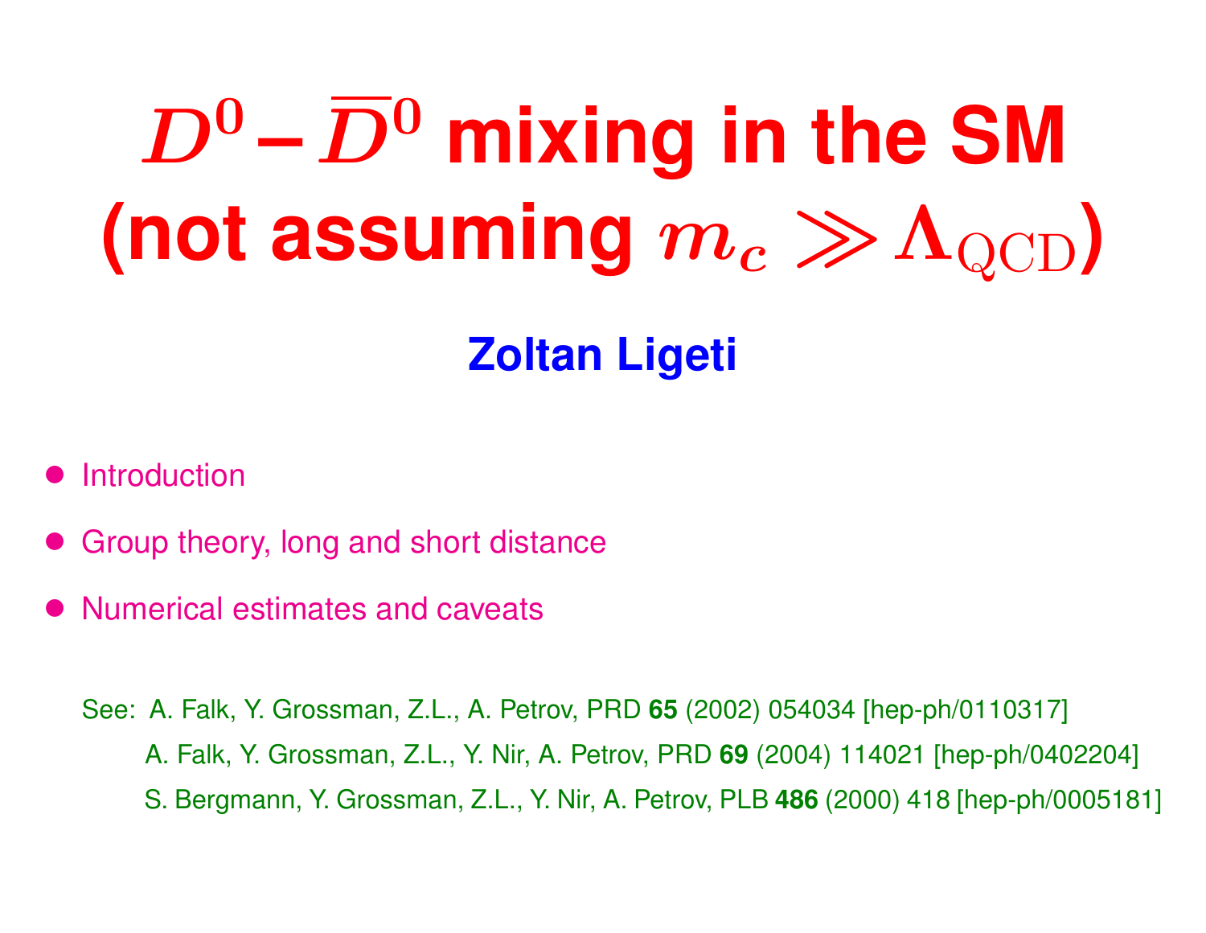# $D^0 - \overline{D}^0$ mixing in the SM (not assuming $m_c \gg \Lambda_{\rm QCD}$)

**Zoltan Ligeti**

- Introduction
- Group theory, long and short distance
- Numerical estimates and caveats

See: A. Falk, Y. Grossman, Z.L., A. Petrov, PRD **65** (2002) 054034 [hep-ph/0110317]
A. Falk, Y. Grossman, Z.L., Y. Nir, A. Petrov, PRD **69** (2004) 114021 [hep-ph/0402204]
S. Bergmann, Y. Grossman, Z.L., Y. Nir, A. Petrov, PLB **486** (2000) 418 [hep-ph/0005181]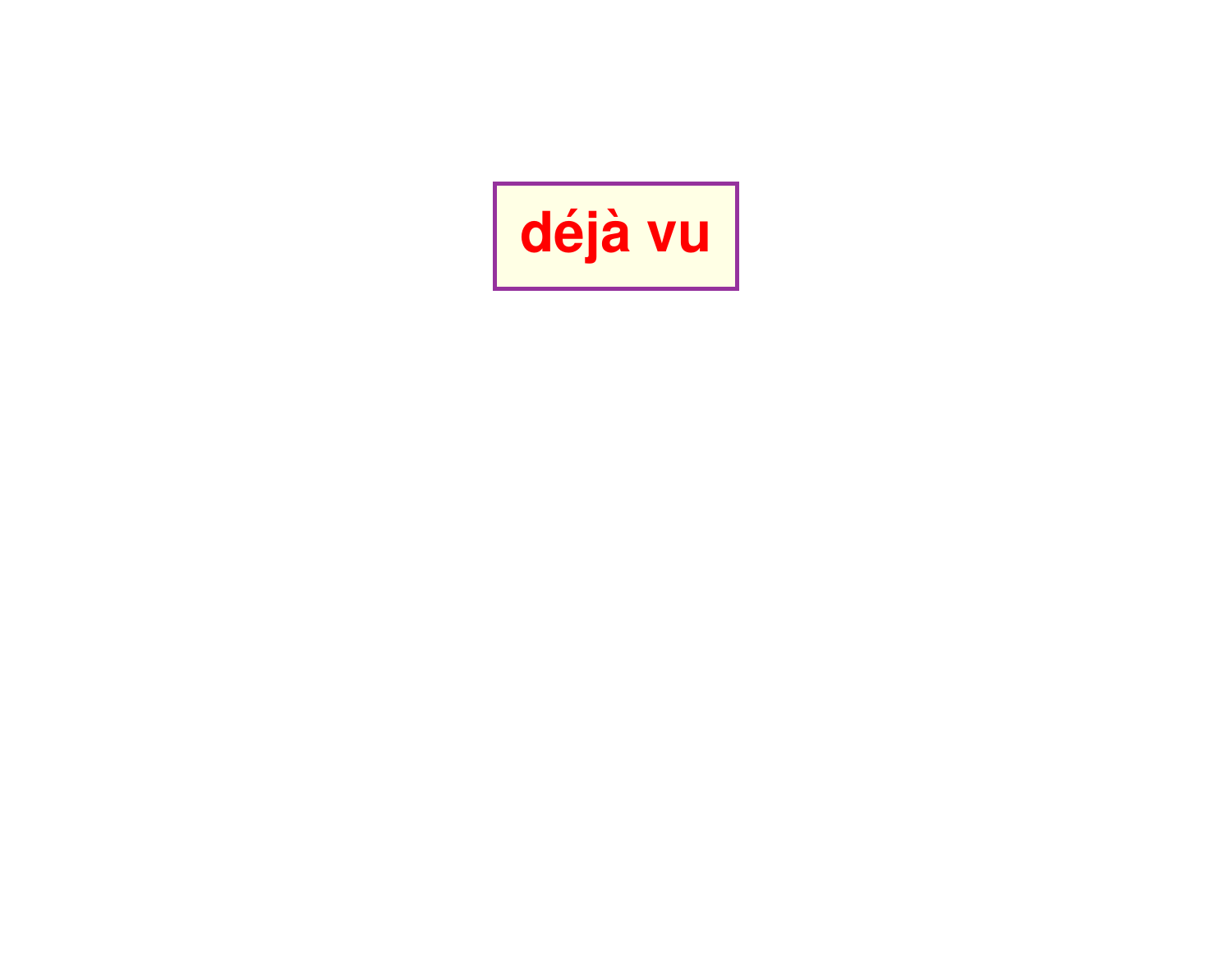**déjà vu**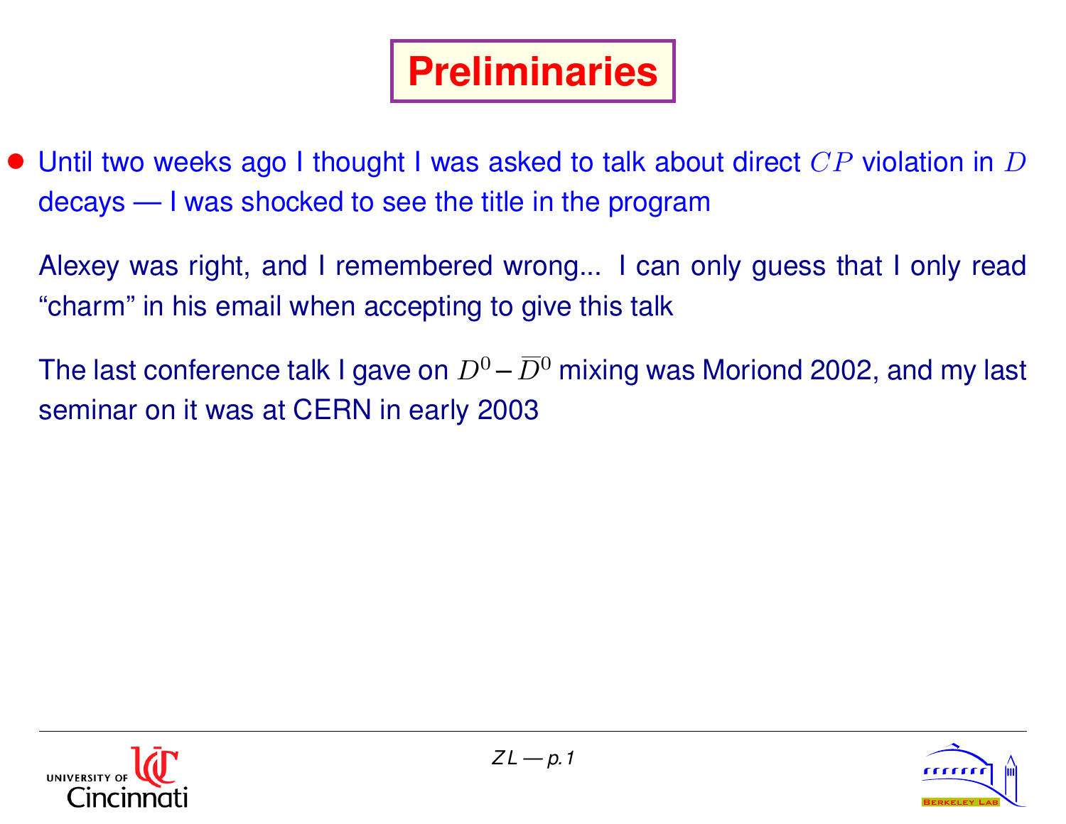# Preliminaries

- Until two weeks ago I thought I was asked to talk about direct $CP$ violation in $D$ decays — I was shocked to see the title in the program

  Alexey was right, and I remembered wrong... I can only guess that I only read "charm" in his email when accepting to give this talk

  The last conference talk I gave on $D^0 - \overline{D}^0$ mixing was Moriond 2002, and my last seminar on it was at CERN in early 2003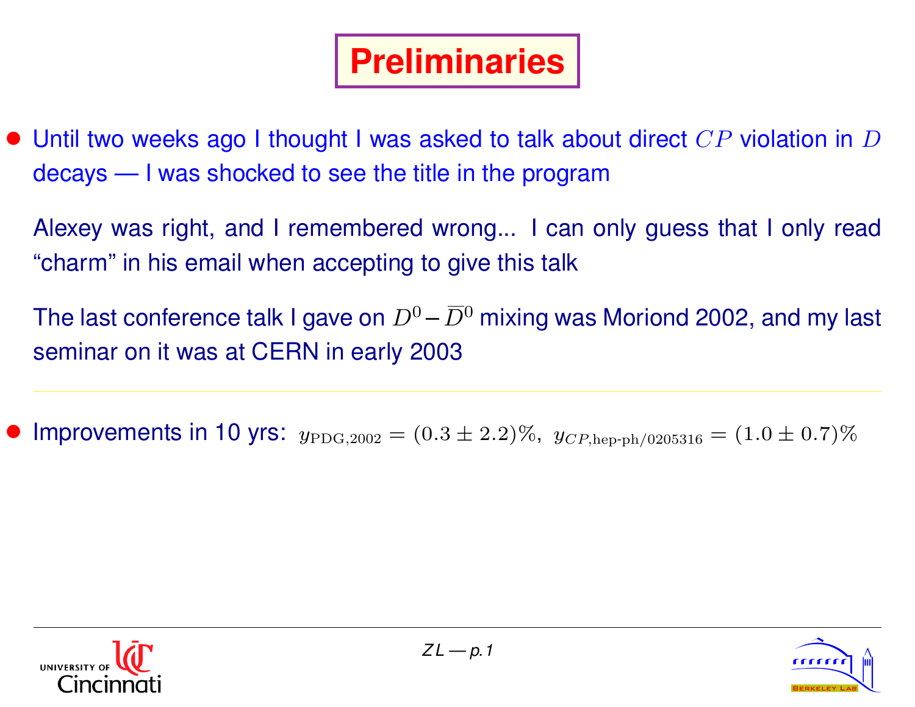# Preliminaries

- Until two weeks ago I thought I was asked to talk about direct $CP$ violation in $D$ decays — I was shocked to see the title in the program

  Alexey was right, and I remembered wrong... I can only guess that I only read "charm" in his email when accepting to give this talk

  The last conference talk I gave on $D^0 - \overline{D}^0$ mixing was Moriond 2002, and my last seminar on it was at CERN in early 2003

---

- Improvements in 10 yrs: $y_{\rm PDG,2002} = (0.3 \pm 2.2)\%,\ y_{CP,\text{hep-ph/0205316}} = (1.0 \pm 0.7)\%$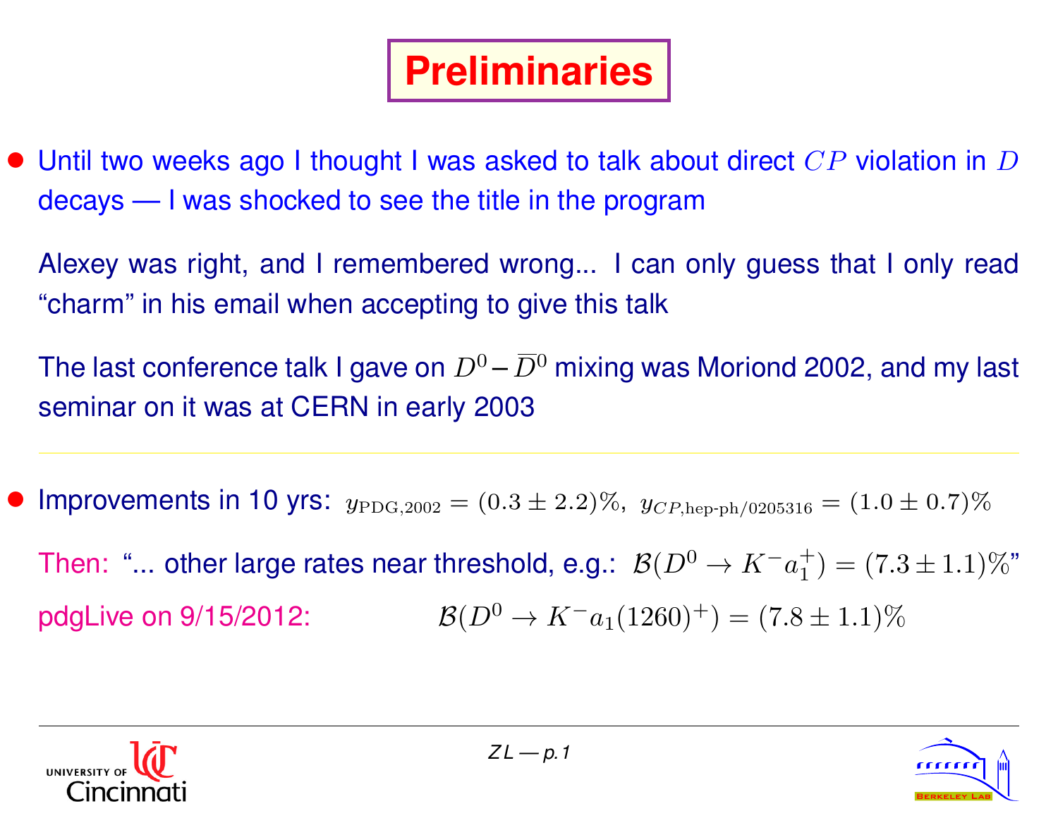# Preliminaries

- Until two weeks ago I thought I was asked to talk about direct $CP$ violation in $D$ decays — I was shocked to see the title in the program

  Alexey was right, and I remembered wrong... I can only guess that I only read "charm" in his email when accepting to give this talk

  The last conference talk I gave on $D^0 - \overline{D}^0$ mixing was Moriond 2002, and my last seminar on it was at CERN in early 2003

---

- Improvements in 10 yrs: $y_{\rm PDG,2002} = (0.3 \pm 2.2)\%$, $y_{CP,\text{hep-ph/0205316}} = (1.0 \pm 0.7)\%$

  Then: "... other large rates near threshold, e.g.: $\mathcal{B}(D^0 \to K^- a_1^+) = (7.3 \pm 1.1)\%$"

  pdgLive on 9/15/2012: $\mathcal{B}(D^0 \to K^- a_1(1260)^+) = (7.8 \pm 1.1)\%$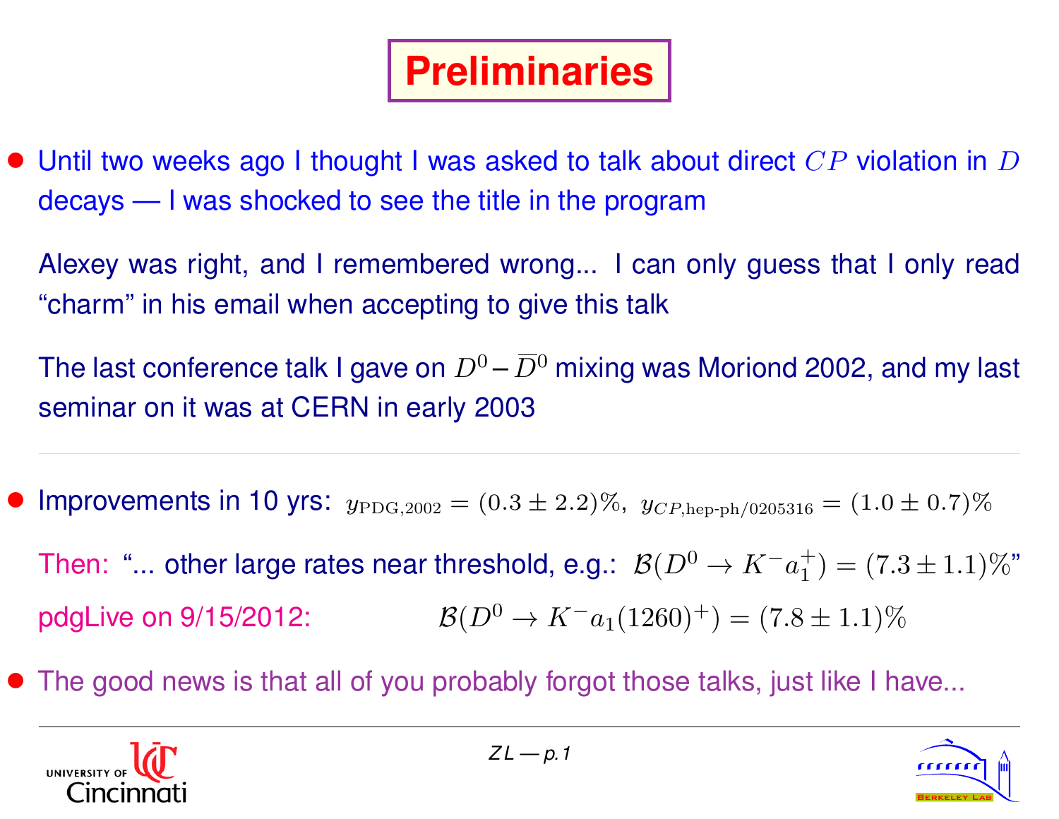# Preliminaries

- Until two weeks ago I thought I was asked to talk about direct $CP$ violation in $D$ decays — I was shocked to see the title in the program

  Alexey was right, and I remembered wrong... I can only guess that I only read "charm" in his email when accepting to give this talk

  The last conference talk I gave on $D^0 - \overline{D}^0$ mixing was Moriond 2002, and my last seminar on it was at CERN in early 2003

---

- Improvements in 10 yrs: $y_{\mathrm{PDG,2002}} = (0.3 \pm 2.2)\%$, $y_{CP,\text{hep-ph/0205316}} = (1.0 \pm 0.7)\%$

  Then: "... other large rates near threshold, e.g.: $\mathcal{B}(D^0 \to K^- a_1^+) = (7.3 \pm 1.1)\%$"

  pdgLive on 9/15/2012: $\mathcal{B}(D^0 \to K^- a_1(1260)^+) = (7.8 \pm 1.1)\%$

- The good news is that all of you probably forgot those talks, just like I have...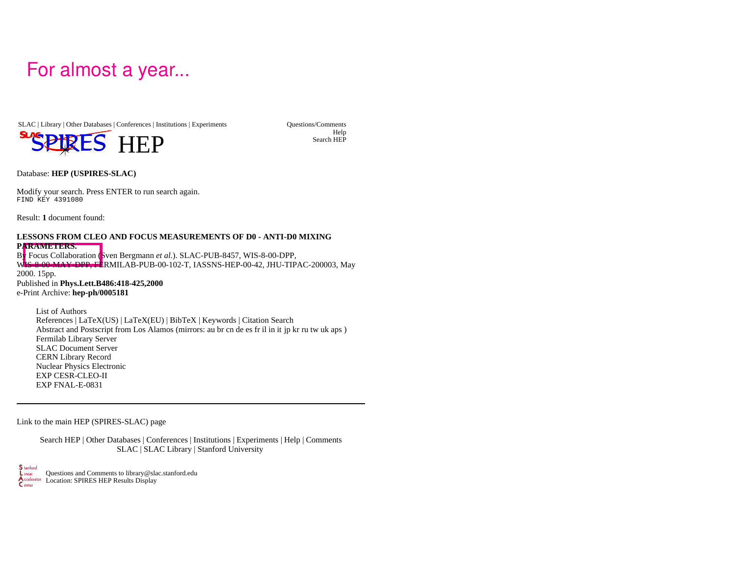# For almost a year...

SLAC | Library | Other Databases | Conferences | Institutions | Experiments

Questions/Comments
Help
Search HEP

SPIRES HEP

Database: **HEP (USPIRES-SLAC)**

Modify your search. Press ENTER to run search again.
```
FIND KEY 4391080
```

Result: **1** document found:

**LESSONS FROM CLEO AND FOCUS MEASUREMENTS OF D0 - ANTI-D0 MIXING PARAMETERS.**
By Focus Collaboration (Sven Bergmann *et al.*). SLAC-PUB-8457, WIS-8-00-DPP, WIS-8-00-MAY-DPP, FERMILAB-PUB-00-102-T, IASSNS-HEP-00-42, JHU-TIPAC-200003, May 2000. 15pp.
Published in **Phys.Lett.B486:418-425,2000**
e-Print Archive: **hep-ph/0005181**

- List of Authors
- References | LaTeX(US) | LaTeX(EU) | BibTeX | Keywords | Citation Search
- Abstract and Postscript from Los Alamos (mirrors: au br cn de es fr il in it jp kr ru tw uk aps )
- Fermilab Library Server
- SLAC Document Server
- CERN Library Record
- Nuclear Physics Electronic
- EXP CESR-CLEO-II
- EXP FNAL-E-0831

---

Link to the main HEP (SPIRES-SLAC) page

Search HEP | Other Databases | Conferences | Institutions | Experiments | Help | Comments
SLAC | SLAC Library | Stanford University

Stanford Linear Accelerator Center
Questions and Comments to library@slac.stanford.edu
Location: SPIRES HEP Results Display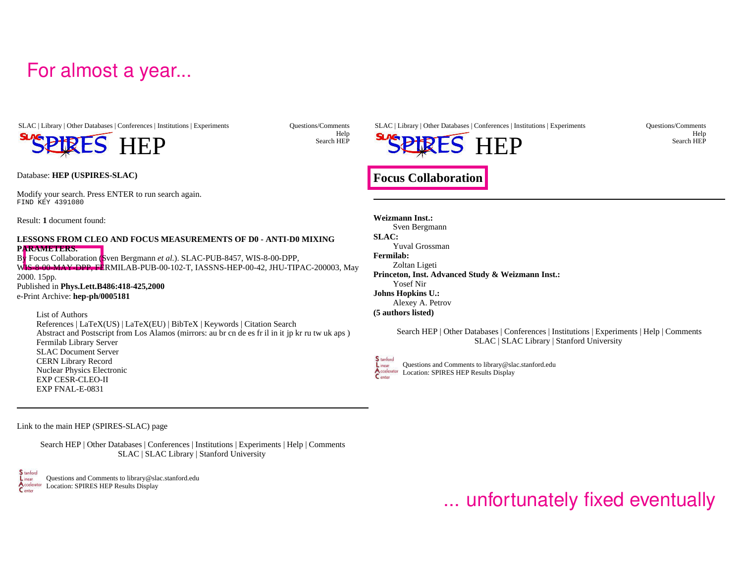For almost a year...

SLAC | Library | Other Databases | Conferences | Institutions | Experiments

Questions/Comments
Help
Search HEP

SPIRES HEP

Database: **HEP (USPIRES-SLAC)**

Modify your search. Press ENTER to run search again.

```
FIND KEY 4391080
```

Result: **1** document found:

**LESSONS FROM CLEO AND FOCUS MEASUREMENTS OF D0 - ANTI-D0 MIXING PARAMETERS.**

By Focus Collaboration (Sven Bergmann *et al.*). SLAC-PUB-8457, WIS-8-00-DPP, WIS-8-00-MAY-DPP, FERMILAB-PUB-00-102-T, IASSNS-HEP-00-42, JHU-TIPAC-200003, May 2000. 15pp.

Published in **Phys.Lett.B486:418-425,2000**

e-Print Archive: **hep-ph/0005181**

- List of Authors
- References | LaTeX(US) | LaTeX(EU) | BibTeX | Keywords | Citation Search
- Abstract and Postscript from Los Alamos (mirrors: au br cn de es fr il in it jp kr ru tw uk aps )
- Fermilab Library Server
- SLAC Document Server
- CERN Library Record
- Nuclear Physics Electronic
- EXP CESR-CLEO-II
- EXP FNAL-E-0831

---

Link to the main HEP (SPIRES-SLAC) page

Search HEP | Other Databases | Conferences | Institutions | Experiments | Help | Comments
SLAC | SLAC Library | Stanford University

Stanford Linear Accelerator Center
Questions and Comments to library@slac.stanford.edu
Location: SPIRES HEP Results Display

SLAC | Library | Other Databases | Conferences | Institutions | Experiments

Questions/Comments
Help
Search HEP

SPIRES HEP

## Focus Collaboration

---

**Weizmann Inst.:**
Sven Bergmann

**SLAC:**
Yuval Grossman

**Fermilab:**
Zoltan Ligeti

**Princeton, Inst. Advanced Study & Weizmann Inst.:**
Yosef Nir

**Johns Hopkins U.:**
Alexey A. Petrov

**(5 authors listed)**

Search HEP | Other Databases | Conferences | Institutions | Experiments | Help | Comments
SLAC | SLAC Library | Stanford University

Stanford Linear Accelerator Center
Questions and Comments to library@slac.stanford.edu
Location: SPIRES HEP Results Display

... unfortunately fixed eventually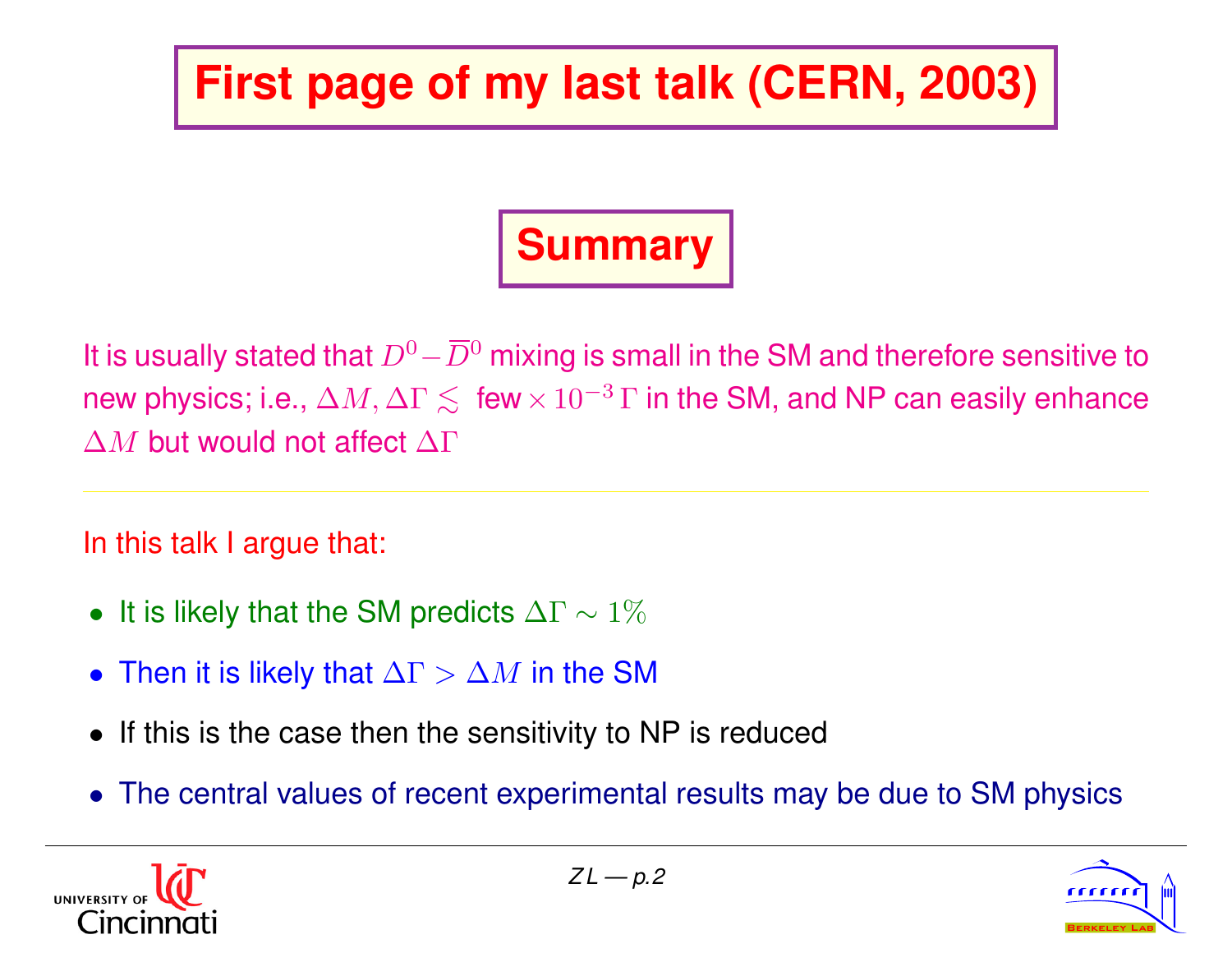# First page of my last talk (CERN, 2003)

## Summary

It is usually stated that $D^0 - \overline{D}^0$ mixing is small in the SM and therefore sensitive to new physics; i.e., $\Delta M, \Delta\Gamma \lesssim$ few $\times\, 10^{-3}\,\Gamma$ in the SM, and NP can easily enhance $\Delta M$ but would not affect $\Delta\Gamma$

---

In this talk I argue that:

- It is likely that the SM predicts $\Delta\Gamma \sim 1\%$
- Then it is likely that $\Delta\Gamma > \Delta M$ in the SM
- If this is the case then the sensitivity to NP is reduced
- The central values of recent experimental results may be due to SM physics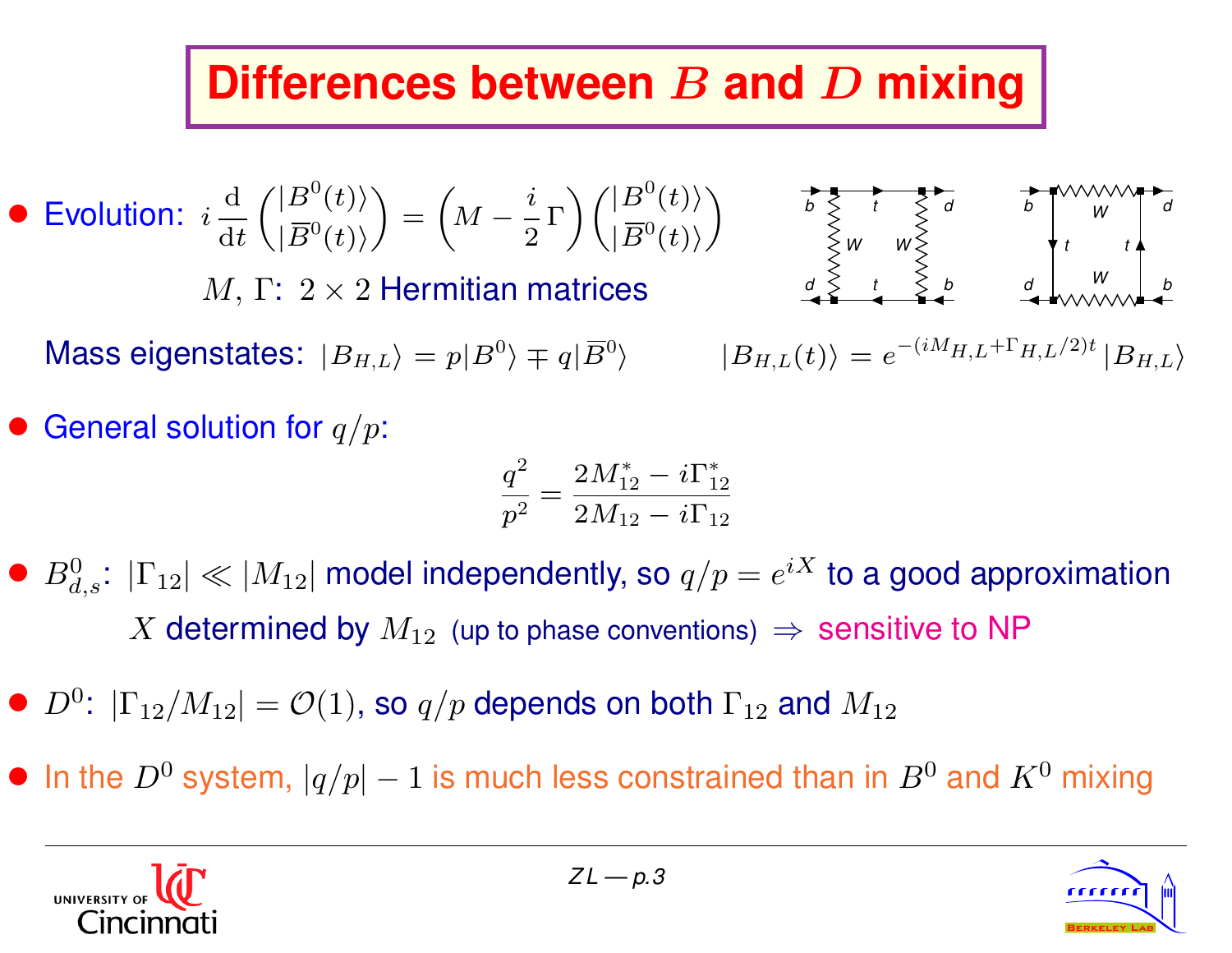# Differences between $B$ and $D$ mixing

- Evolution: $i\,\frac{\mathrm{d}}{\mathrm{d}t}\begin{pmatrix}|B^0(t)\rangle \\ |\overline{B}^0(t)\rangle\end{pmatrix} = \left(M - \frac{i}{2}\,\Gamma\right)\begin{pmatrix}|B^0(t)\rangle \\ |\overline{B}^0(t)\rangle\end{pmatrix}$

  $M,\ \Gamma$: $2\times 2$ Hermitian matrices

  Mass eigenstates: $|B_{H,L}\rangle = p|B^0\rangle \mp q|\overline{B}^0\rangle$ $\qquad |B_{H,L}(t)\rangle = e^{-(iM_{H,L}+\Gamma_{H,L}/2)t}\,|B_{H,L}\rangle$

- General solution for $q/p$:

$$\frac{q^2}{p^2} = \frac{2M_{12}^* - i\Gamma_{12}^*}{2M_{12} - i\Gamma_{12}}$$

- $B^0_{d,s}$: $|\Gamma_{12}| \ll |M_{12}|$ model independently, so $q/p = e^{iX}$ to a good approximation

  $X$ determined by $M_{12}$ (up to phase conventions) $\Rightarrow$ sensitive to NP

- $D^0$: $|\Gamma_{12}/M_{12}| = \mathcal{O}(1)$, so $q/p$ depends on both $\Gamma_{12}$ and $M_{12}$

- In the $D^0$ system, $|q/p| - 1$ is much less constrained than in $B^0$ and $K^0$ mixing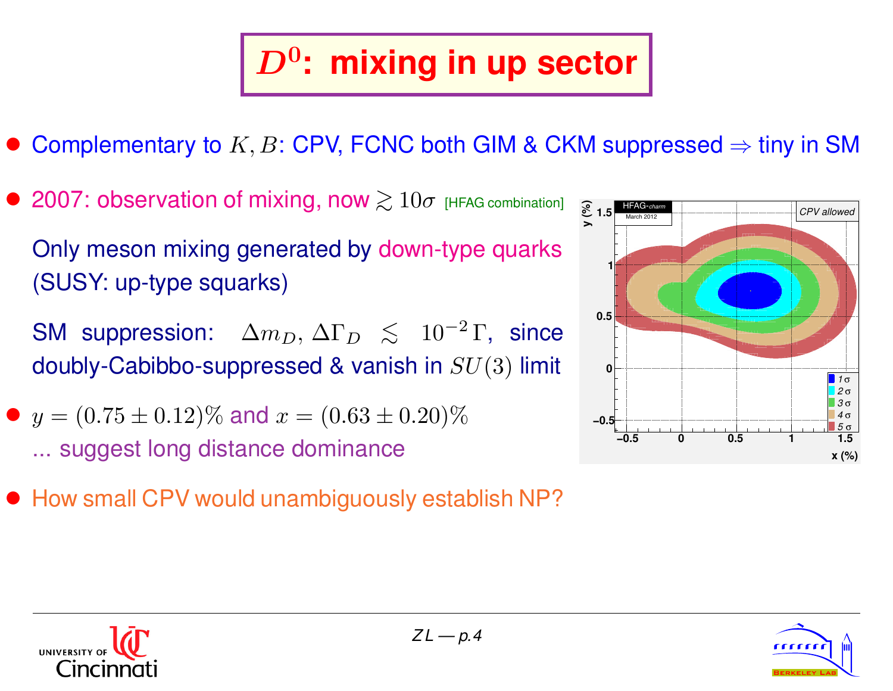# $D^0$: mixing in up sector

- Complementary to $K, B$: CPV, FCNC both GIM & CKM suppressed $\Rightarrow$ tiny in SM

- 2007: observation of mixing, now $\gtrsim 10\sigma$ [HFAG combination]

  Only meson mixing generated by down-type quarks (SUSY: up-type squarks)

  SM suppression: $\Delta m_D, \Delta\Gamma_D \lesssim 10^{-2}\,\Gamma$, since doubly-Cabibbo-suppressed & vanish in $SU(3)$ limit

- $y = (0.75 \pm 0.12)\%$ and $x = (0.63 \pm 0.20)\%$
  ... suggest long distance dominance

- How small CPV would unambiguously establish NP?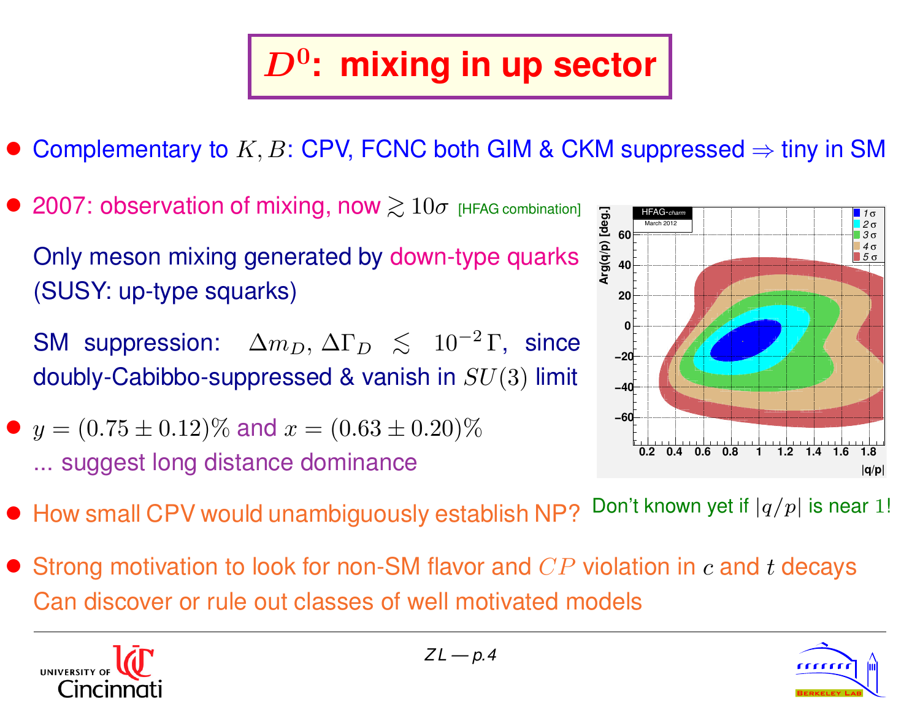# $D^0$: mixing in up sector

- Complementary to $K, B$: CPV, FCNC both GIM & CKM suppressed $\Rightarrow$ tiny in SM

- 2007: observation of mixing, now $\gtrsim 10\sigma$ [HFAG combination]

  Only meson mixing generated by down-type quarks (SUSY: up-type squarks)

  SM suppression: $\Delta m_D, \Delta\Gamma_D \lesssim 10^{-2}\,\Gamma$, since doubly-Cabibbo-suppressed & vanish in $SU(3)$ limit

- $y = (0.75 \pm 0.12)\%$ and $x = (0.63 \pm 0.20)\%$
  ... suggest long distance dominance

- How small CPV would unambiguously establish NP?

Don't known yet if $|q/p|$ is near 1!

- Strong motivation to look for non-SM flavor and $CP$ violation in $c$ and $t$ decays
  Can discover or rule out classes of well motivated models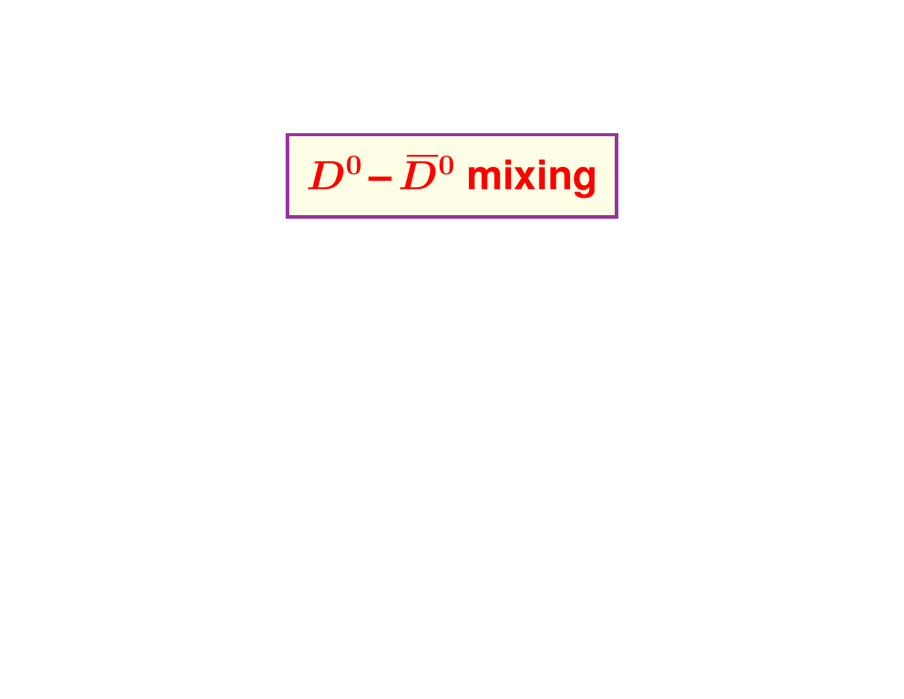# $D^0 - \overline{D}^0$ mixing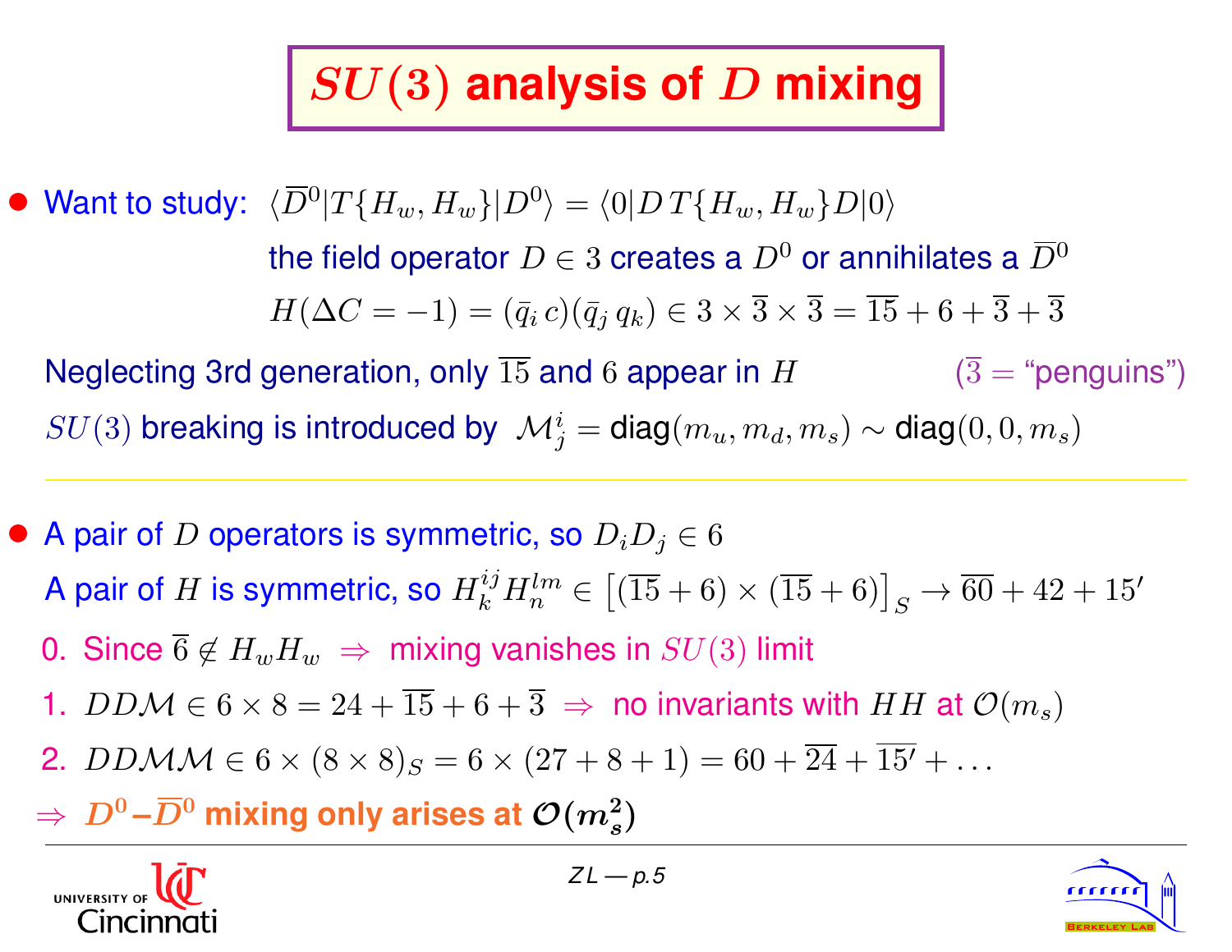# $SU(3)$ analysis of $D$ mixing

- Want to study: $\langle \overline{D}^0 | T\{H_w, H_w\} | D^0 \rangle = \langle 0 | D\, T\{H_w, H_w\} D | 0 \rangle$

  the field operator $D \in 3$ creates a $D^0$ or annihilates a $\overline{D}^0$

  $H(\Delta C = -1) = (\bar{q}_i\, c)(\bar{q}_j\, q_k) \in 3 \times \overline{3} \times \overline{3} = \overline{15} + 6 + \overline{3} + \overline{3}$

  Neglecting 3rd generation, only $\overline{15}$ and $6$ appear in $H$ ($\overline{3}$ = "penguins")

  $SU(3)$ breaking is introduced by $\mathcal{M}^i_j = \text{diag}(m_u, m_d, m_s) \sim \text{diag}(0, 0, m_s)$

---

- A pair of $D$ operators is symmetric, so $D_i D_j \in 6$

  A pair of $H$ is symmetric, so $H^{ij}_k H^{lm}_n \in \left[(\overline{15} + 6) \times (\overline{15} + 6)\right]_S \to \overline{60} + 42 + 15'$

  0. Since $\overline{6} \notin H_w H_w \;\Rightarrow\;$ mixing vanishes in $SU(3)$ limit
  1. $DD\mathcal{M} \in 6 \times 8 = 24 + \overline{15} + 6 + \overline{3} \;\Rightarrow\;$ no invariants with $HH$ at $\mathcal{O}(m_s)$
  2. $DD\mathcal{M}\mathcal{M} \in 6 \times (8 \times 8)_S = 6 \times (27 + 8 + 1) = 60 + \overline{24} + \overline{15'} + \dots$

  $\Rightarrow$ **$D^0$–$\overline{D}^0$ mixing only arises at $\mathcal{O}(m_s^2)$**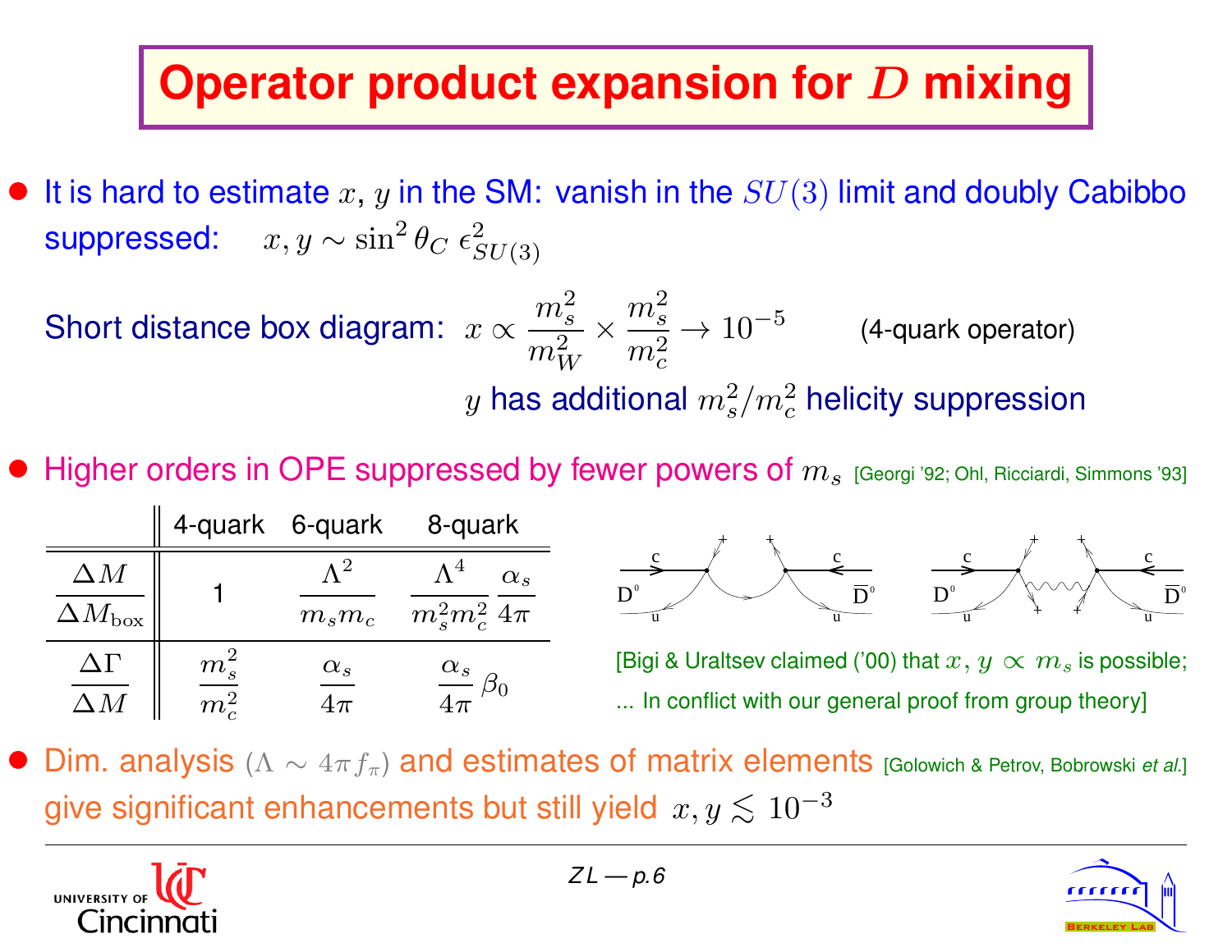# Operator product expansion for $D$ mixing

- It is hard to estimate $x$, $y$ in the SM: vanish in the $SU(3)$ limit and doubly Cabibbo suppressed: $x, y \sim \sin^2\theta_C \, \epsilon^2_{SU(3)}$

  Short distance box diagram: $x \propto \frac{m_s^2}{m_W^2} \times \frac{m_s^2}{m_c^2} \to 10^{-5}$ (4-quark operator)

  $y$ has additional $m_s^2/m_c^2$ helicity suppression

- Higher orders in OPE suppressed by fewer powers of $m_s$ [Georgi '92; Ohl, Ricciardi, Simmons '93]

| | 4-quark | 6-quark | 8-quark |
|---|---|---|---|
| $\frac{\Delta M}{\Delta M_{\rm box}}$ | 1 | $\frac{\Lambda^2}{m_s m_c}$ | $\frac{\Lambda^4}{m_s^2 m_c^2}\,\frac{\alpha_s}{4\pi}$ |
| $\frac{\Delta \Gamma}{\Delta M}$ | $\frac{m_s^2}{m_c^2}$ | $\frac{\alpha_s}{4\pi}$ | $\frac{\alpha_s}{4\pi}\,\beta_0$ |

[Bigi & Uraltsev claimed ('00) that $x,\, y \propto m_s$ is possible; ... In conflict with our general proof from group theory]

- Dim. analysis ($\Lambda \sim 4\pi f_\pi$) and estimates of matrix elements [Golowich & Petrov, Bobrowski *et al.*] give significant enhancements but still yield $x, y \lesssim 10^{-3}$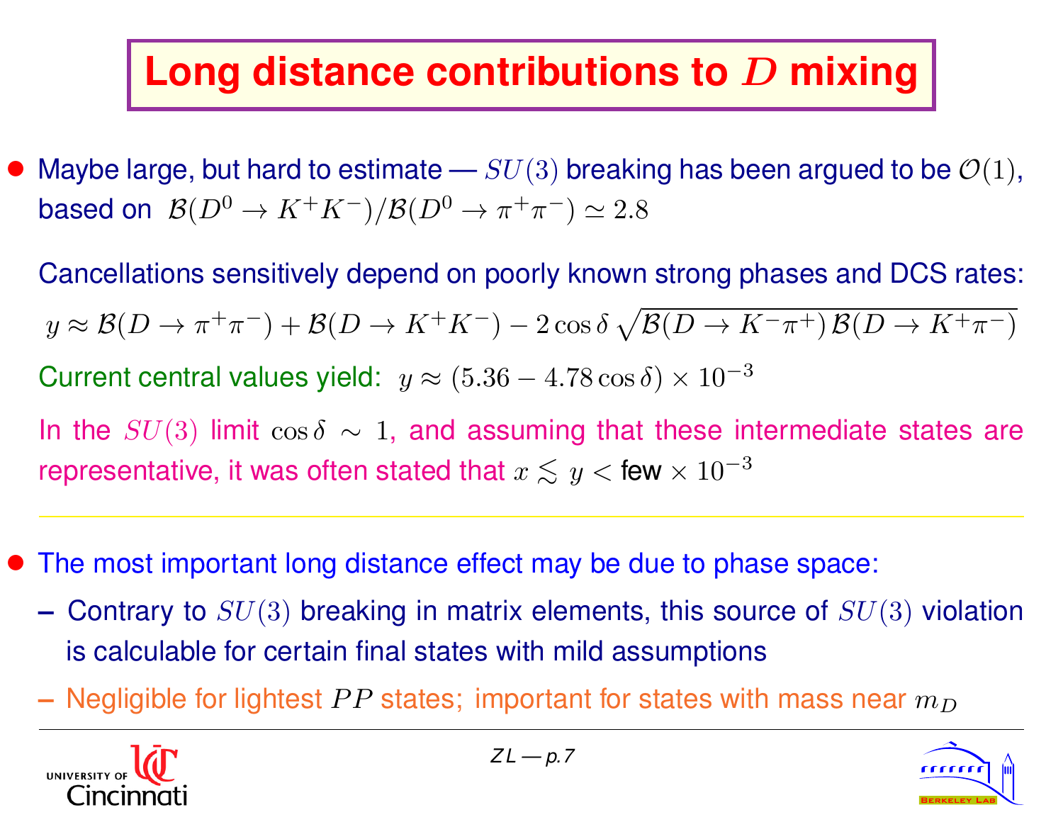# Long distance contributions to $D$ mixing

- Maybe large, but hard to estimate — $SU(3)$ breaking has been argued to be $\mathcal{O}(1)$, based on $\mathcal{B}(D^0 \to K^+K^-)/\mathcal{B}(D^0 \to \pi^+\pi^-) \simeq 2.8$

  Cancellations sensitively depend on poorly known strong phases and DCS rates:

  $$y \approx \mathcal{B}(D \to \pi^+\pi^-) + \mathcal{B}(D \to K^+K^-) - 2\cos\delta\,\sqrt{\mathcal{B}(D \to K^-\pi^+)\,\mathcal{B}(D \to K^+\pi^-)}$$

  Current central values yield: $y \approx (5.36 - 4.78\cos\delta) \times 10^{-3}$

  In the $SU(3)$ limit $\cos\delta \sim 1$, and assuming that these intermediate states are representative, it was often stated that $x \lesssim y <$ few $\times 10^{-3}$

- The most important long distance effect may be due to phase space:
  - Contrary to $SU(3)$ breaking in matrix elements, this source of $SU(3)$ violation is calculable for certain final states with mild assumptions
  - Negligible for lightest $PP$ states; important for states with mass near $m_D$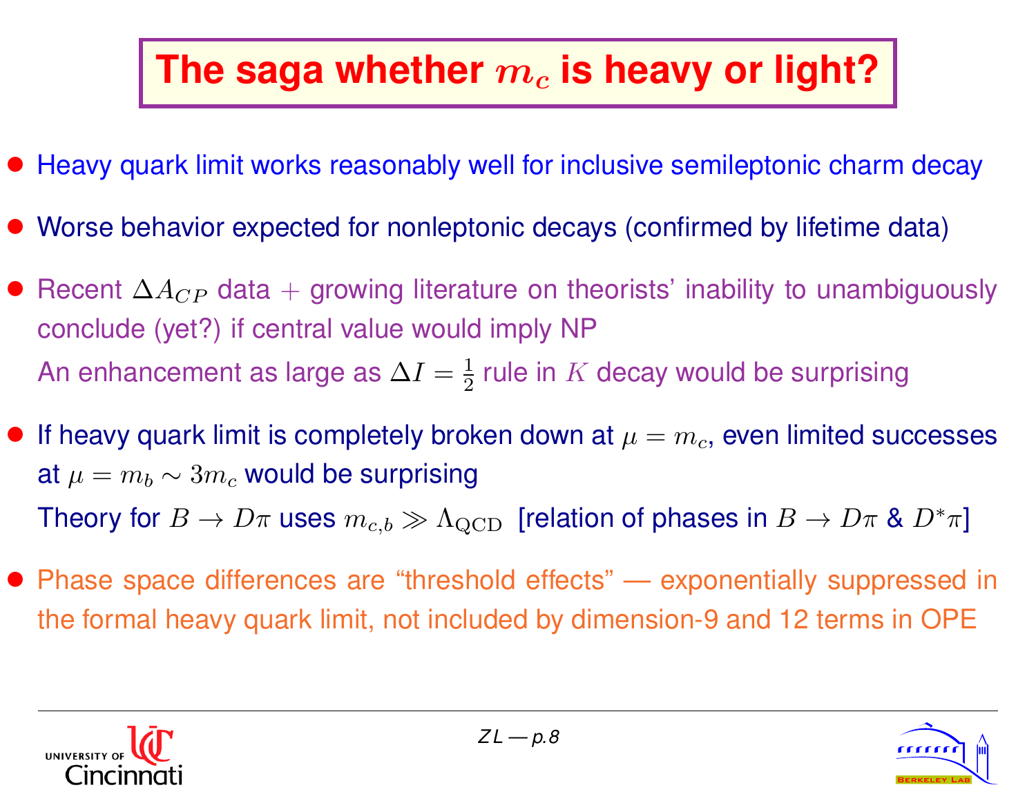# The saga whether $m_c$ is heavy or light?

- Heavy quark limit works reasonably well for inclusive semileptonic charm decay
- Worse behavior expected for nonleptonic decays (confirmed by lifetime data)
- Recent $\Delta A_{CP}$ data + growing literature on theorists' inability to unambiguously conclude (yet?) if central value would imply NP

  An enhancement as large as $\Delta I = \frac{1}{2}$ rule in $K$ decay would be surprising
- If heavy quark limit is completely broken down at $\mu = m_c$, even limited successes at $\mu = m_b \sim 3m_c$ would be surprising

  Theory for $B \to D\pi$ uses $m_{c,b} \gg \Lambda_{\rm QCD}$ [relation of phases in $B \to D\pi$ & $D^*\pi$]
- Phase space differences are "threshold effects" — exponentially suppressed in the formal heavy quark limit, not included by dimension-9 and 12 terms in OPE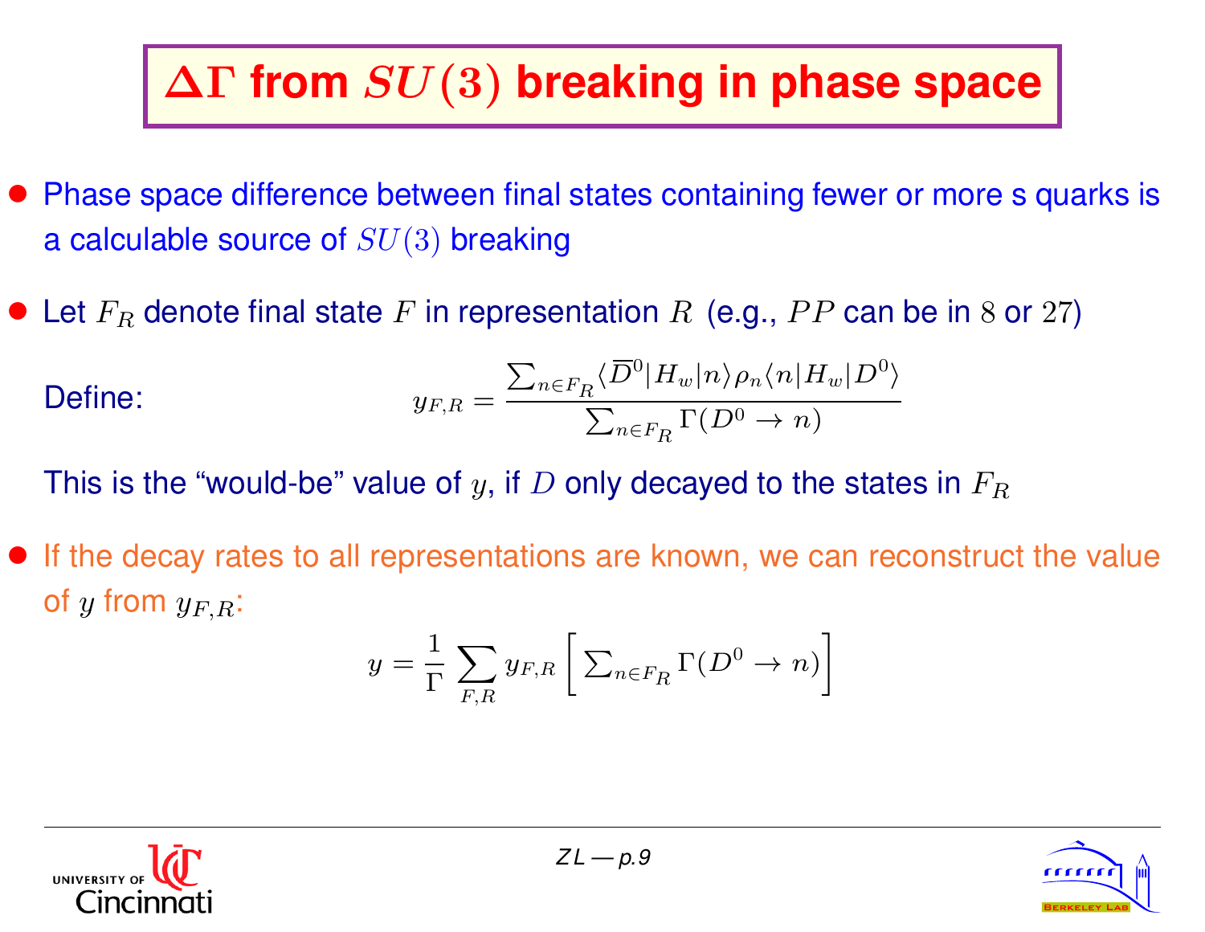# $\Delta\Gamma$ from $SU(3)$ breaking in phase space

- Phase space difference between final states containing fewer or more s quarks is a calculable source of $SU(3)$ breaking

- Let $F_R$ denote final state $F$ in representation $R$ (e.g., $PP$ can be in $8$ or $27$)

  Define:
  $$y_{F,R} = \frac{\sum_{n \in F_R} \langle \overline{D}^0 | H_w | n \rangle \rho_n \langle n | H_w | D^0 \rangle}{\sum_{n \in F_R} \Gamma(D^0 \to n)}$$

  This is the "would-be" value of $y$, if $D$ only decayed to the states in $F_R$

- If the decay rates to all representations are known, we can reconstruct the value of $y$ from $y_{F,R}$:
  $$y = \frac{1}{\Gamma} \sum_{F,R} y_{F,R} \left[ \sum_{n \in F_R} \Gamma(D^0 \to n) \right]$$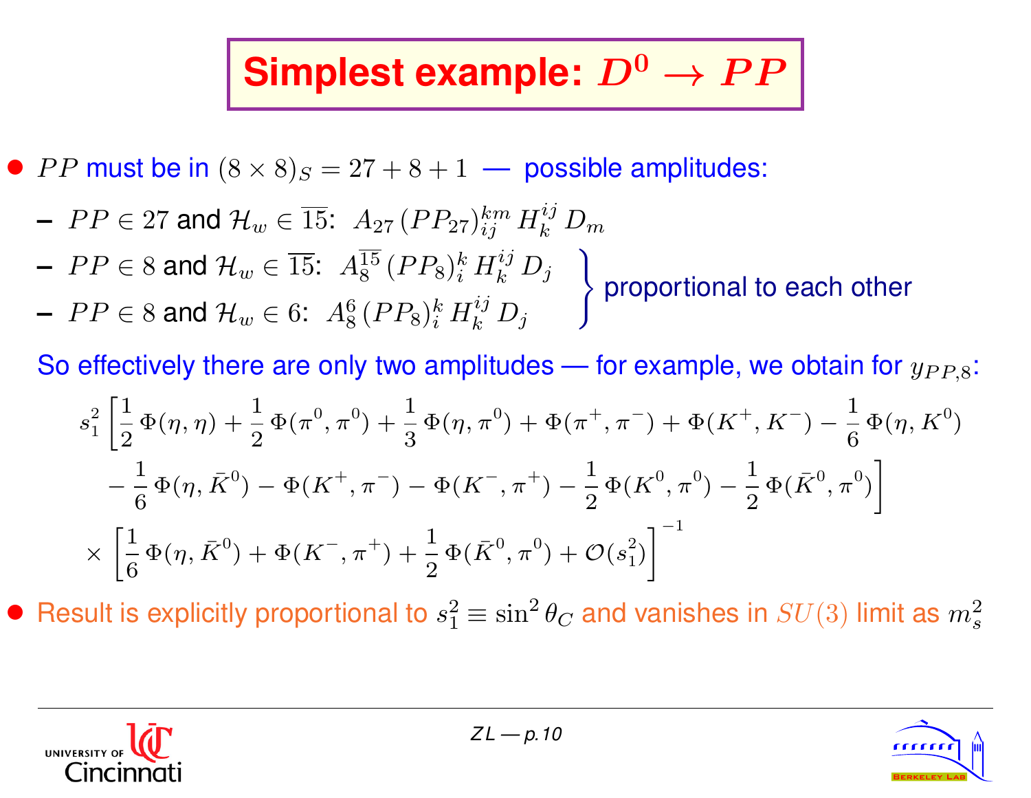# Simplest example: $D^0 \to PP$

- $PP$ must be in $(8 \times 8)_S = 27 + 8 + 1$ — possible amplitudes:
  - $PP \in 27$ and $\mathcal{H}_w \in \overline{15}$: $A_{27}\,(PP_{27})^{km}_{ij}\,H^{ij}_k\,D_m$
  - $PP \in 8$ and $\mathcal{H}_w \in \overline{15}$: $A^{\overline{15}}_8\,(PP_8)^k_i\,H^{ij}_k\,D_j$
  - $PP \in 8$ and $\mathcal{H}_w \in 6$: $A^6_8\,(PP_8)^k_i\,H^{ij}_k\,D_j$

  (the last two are proportional to each other)

  So effectively there are only two amplitudes — for example, we obtain for $y_{PP,8}$:

$$
\begin{aligned}
& s_1^2 \left[ \frac{1}{2}\,\Phi(\eta,\eta) + \frac{1}{2}\,\Phi(\pi^0,\pi^0) + \frac{1}{3}\,\Phi(\eta,\pi^0) + \Phi(\pi^+,\pi^-) + \Phi(K^+,K^-) - \frac{1}{6}\,\Phi(\eta,K^0) \right. \\
& \qquad \left. - \frac{1}{6}\,\Phi(\eta,\bar{K}^0) - \Phi(K^+,\pi^-) - \Phi(K^-,\pi^+) - \frac{1}{2}\,\Phi(K^0,\pi^0) - \frac{1}{2}\,\Phi(\bar{K}^0,\pi^0) \right] \\
& \quad \times \left[ \frac{1}{6}\,\Phi(\eta,\bar{K}^0) + \Phi(K^-,\pi^+) + \frac{1}{2}\,\Phi(\bar{K}^0,\pi^0) + \mathcal{O}(s_1^2) \right]^{-1}
\end{aligned}
$$

- Result is explicitly proportional to $s_1^2 \equiv \sin^2\theta_C$ and vanishes in $SU(3)$ limit as $m_s^2$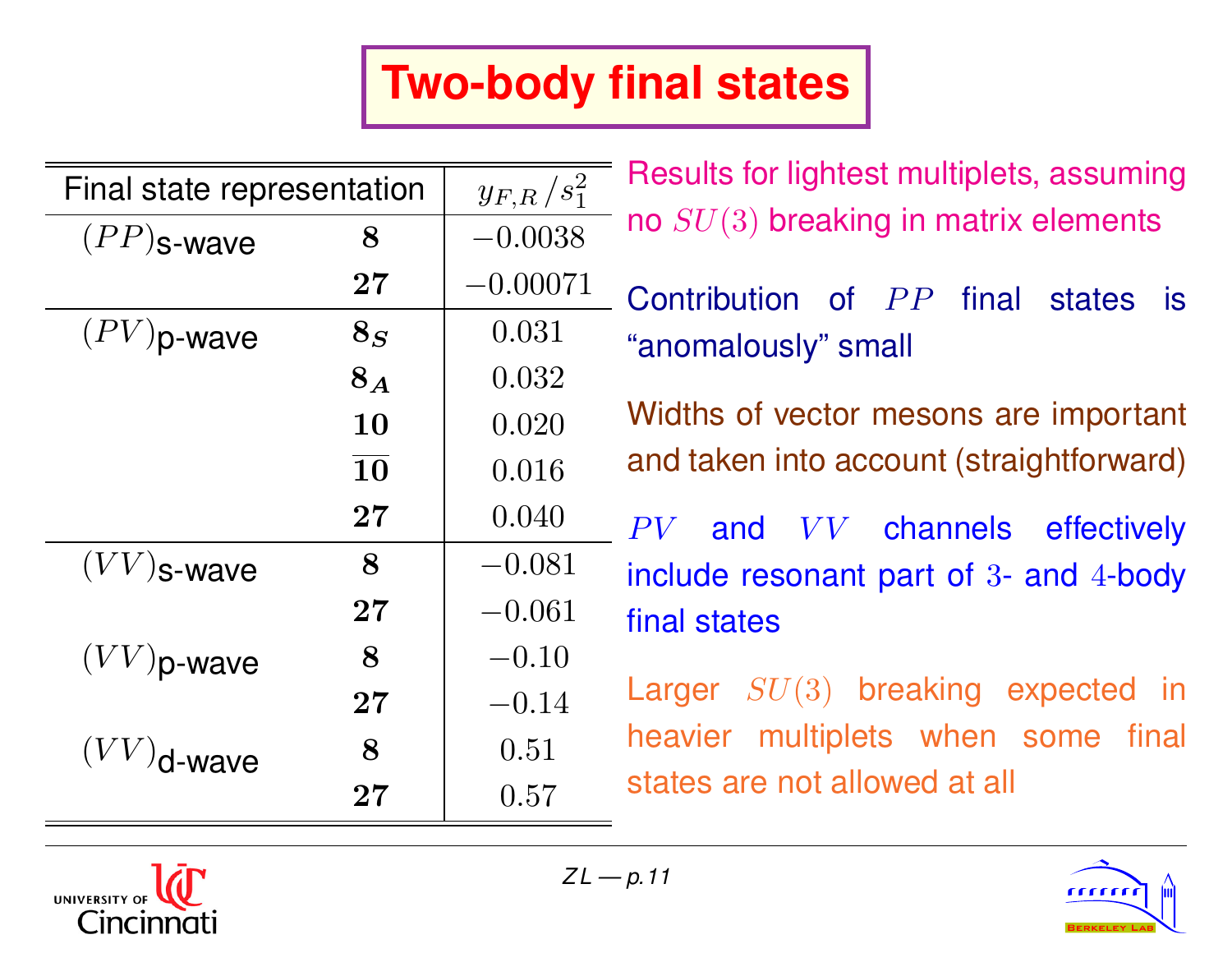# Two-body final states

| Final state representation | | $y_{F,R}/s_1^2$ |
|---|---|---|
| $(PP)$ s-wave | $\mathbf{8}$ | $-0.0038$ |
| | $\mathbf{27}$ | $-0.00071$ |
| $(PV)$ p-wave | $\mathbf{8}_S$ | $0.031$ |
| | $\mathbf{8}_A$ | $0.032$ |
| | $\mathbf{10}$ | $0.020$ |
| | $\overline{\mathbf{10}}$ | $0.016$ |
| | $\mathbf{27}$ | $0.040$ |
| $(VV)$ s-wave | $\mathbf{8}$ | $-0.081$ |
| | $\mathbf{27}$ | $-0.061$ |
| $(VV)$ p-wave | $\mathbf{8}$ | $-0.10$ |
| | $\mathbf{27}$ | $-0.14$ |
| $(VV)$ d-wave | $\mathbf{8}$ | $0.51$ |
| | $\mathbf{27}$ | $0.57$ |

Results for lightest multiplets, assuming no $SU(3)$ breaking in matrix elements

Contribution of $PP$ final states is "anomalously" small

Widths of vector mesons are important and taken into account (straightforward)

$PV$ and $VV$ channels effectively include resonant part of $3$- and $4$-body final states

Larger $SU(3)$ breaking expected in heavier multiplets when some final states are not allowed at all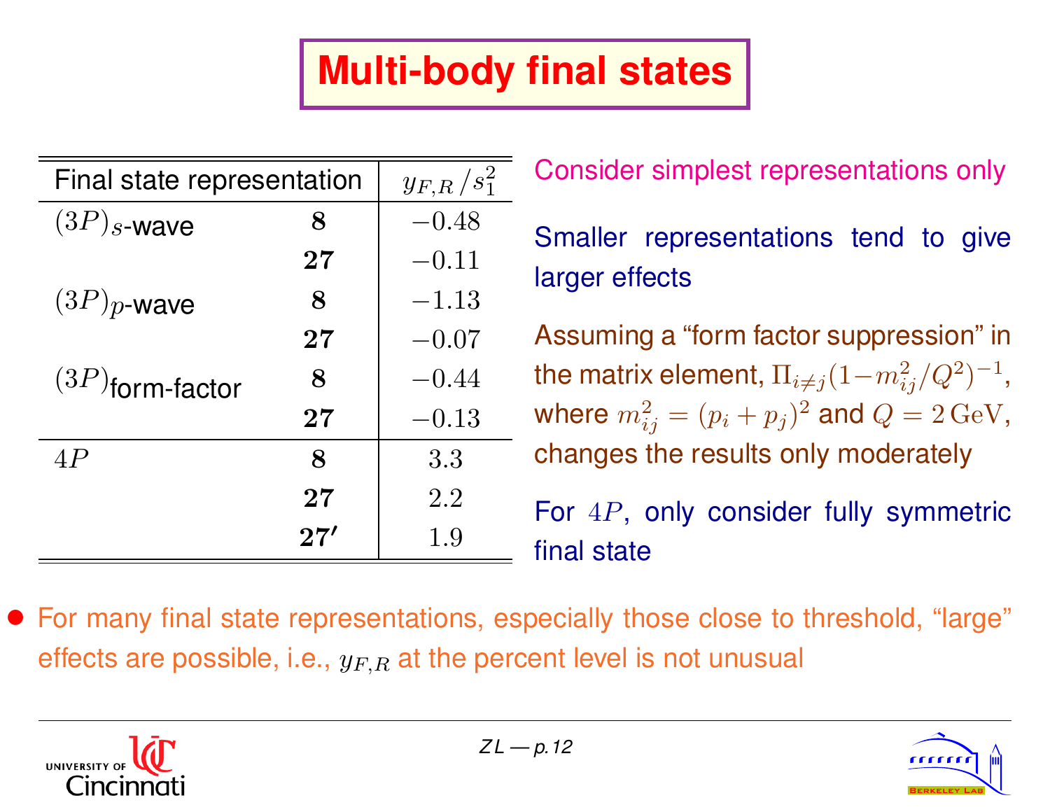# Multi-body final states

| Final state representation | | $y_{F,R}/s_1^2$ |
|---|---|---|
| $(3P)_s$-wave | **8** | $-0.48$ |
| | **27** | $-0.11$ |
| $(3P)_p$-wave | **8** | $-1.13$ |
| | **27** | $-0.07$ |
| $(3P)_{\text{form-factor}}$ | **8** | $-0.44$ |
| | **27** | $-0.13$ |
| $4P$ | **8** | $3.3$ |
| | **27** | $2.2$ |
| | **27′** | $1.9$ |

Consider simplest representations only

Smaller representations tend to give larger effects

Assuming a “form factor suppression” in the matrix element, $\Pi_{i\neq j}(1-m_{ij}^2/Q^2)^{-1}$, where $m_{ij}^2 = (p_i + p_j)^2$ and $Q = 2\,\text{GeV}$, changes the results only moderately

For $4P$, only consider fully symmetric final state

- For many final state representations, especially those close to threshold, “large” effects are possible, i.e., $y_{F,R}$ at the percent level is not unusual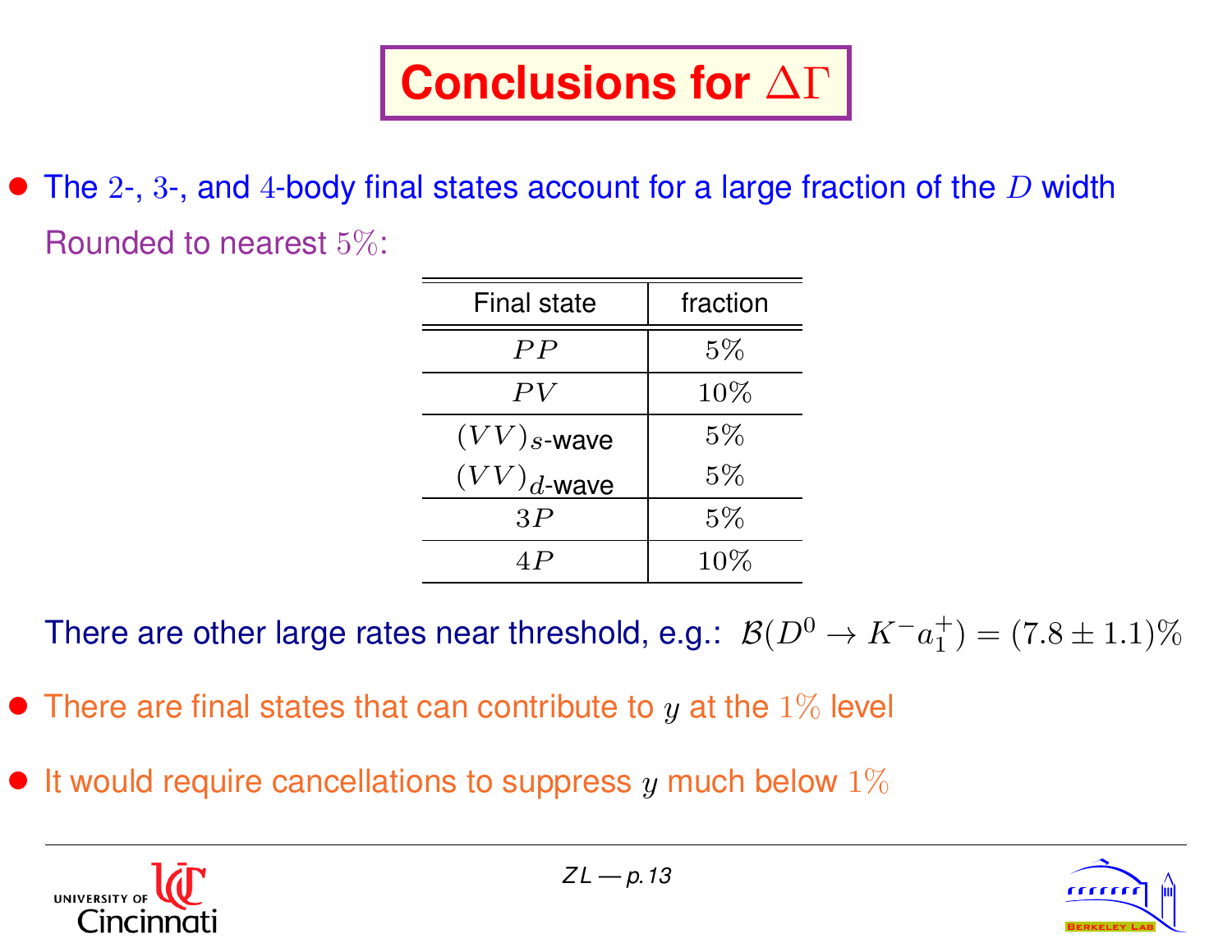# Conclusions for $\Delta\Gamma$

- The $2$-, $3$-, and $4$-body final states account for a large fraction of the $D$ width

  Rounded to nearest $5\%$:

| Final state | fraction |
|---|---|
| $PP$ | $5\%$ |
| $PV$ | $10\%$ |
| $(VV)_{s\text{-wave}}$ | $5\%$ |
| $(VV)_{d\text{-wave}}$ | $5\%$ |
| $3P$ | $5\%$ |
| $4P$ | $10\%$ |

  There are other large rates near threshold, e.g.: $\mathcal{B}(D^0 \to K^- a_1^+) = (7.8 \pm 1.1)\%$

- There are final states that can contribute to $y$ at the $1\%$ level

- It would require cancellations to suppress $y$ much below $1\%$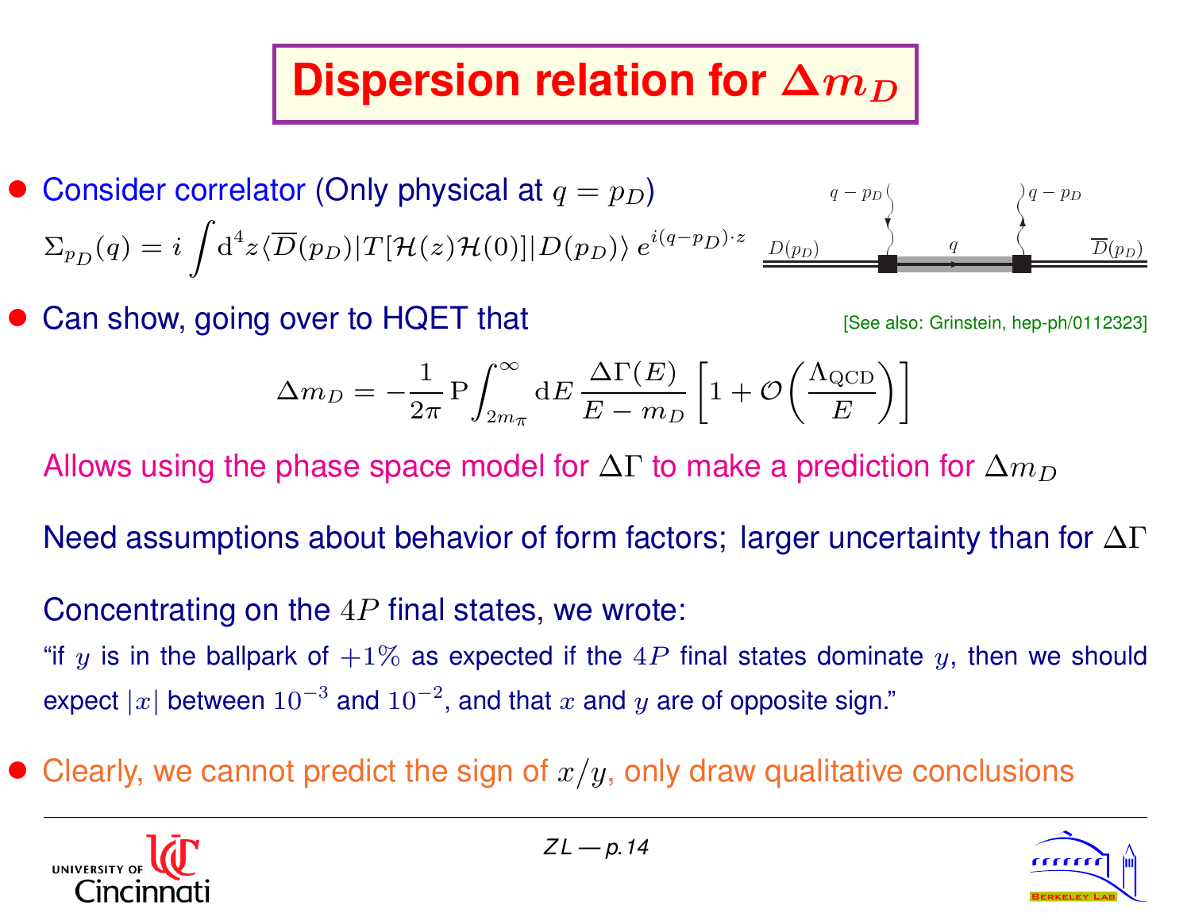# Dispersion relation for $\Delta m_D$

- Consider correlator (Only physical at $q = p_D$)

$$\Sigma_{p_D}(q) = i \int \mathrm{d}^4 z \langle \overline{D}(p_D) | T[\mathcal{H}(z)\mathcal{H}(0)] | D(p_D) \rangle \, e^{i(q-p_D)\cdot z}$$

- Can show, going over to HQET that

[See also: Grinstein, hep-ph/0112323]

$$\Delta m_D = -\frac{1}{2\pi} \, \mathrm{P} \int_{2m_\pi}^{\infty} \mathrm{d}E \, \frac{\Delta\Gamma(E)}{E - m_D} \left[ 1 + \mathcal{O}\left( \frac{\Lambda_{\mathrm{QCD}}}{E} \right) \right]$$

Allows using the phase space model for $\Delta\Gamma$ to make a prediction for $\Delta m_D$

Need assumptions about behavior of form factors; larger uncertainty than for $\Delta\Gamma$

Concentrating on the $4P$ final states, we wrote:

"if $y$ is in the ballpark of $+1\%$ as expected if the $4P$ final states dominate $y$, then we should expect $|x|$ between $10^{-3}$ and $10^{-2}$, and that $x$ and $y$ are of opposite sign."

- Clearly, we cannot predict the sign of $x/y$, only draw qualitative conclusions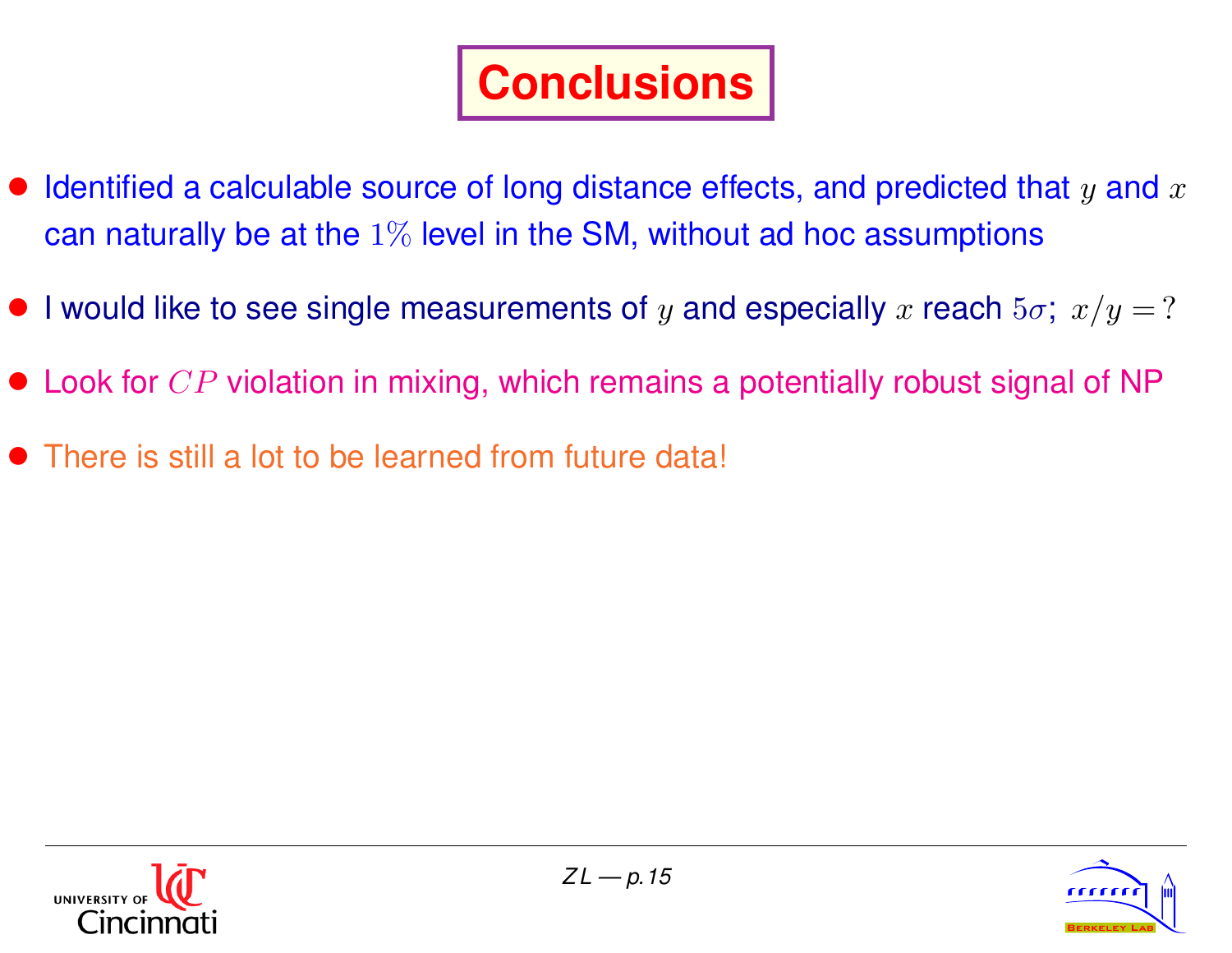# Conclusions

- Identified a calculable source of long distance effects, and predicted that $y$ and $x$ can naturally be at the $1\%$ level in the SM, without ad hoc assumptions
- I would like to see single measurements of $y$ and especially $x$ reach $5\sigma$; $x/y = ?$
- Look for $CP$ violation in mixing, which remains a potentially robust signal of NP
- There is still a lot to be learned from future data!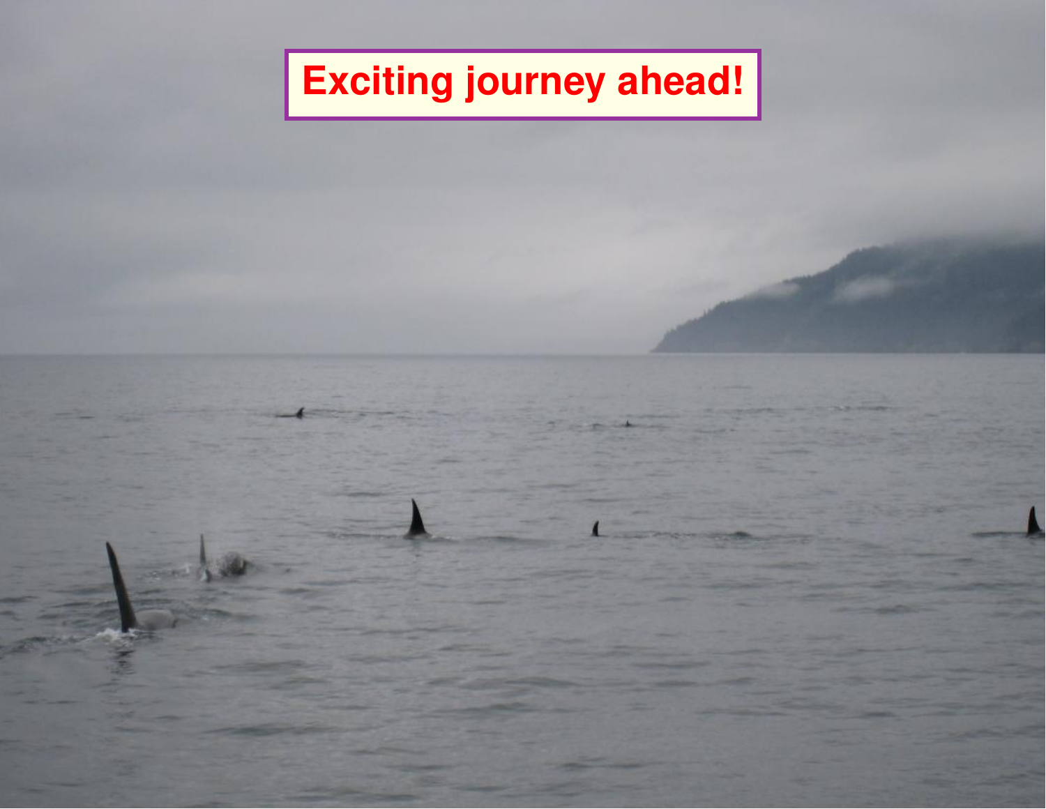Exciting journey ahead!